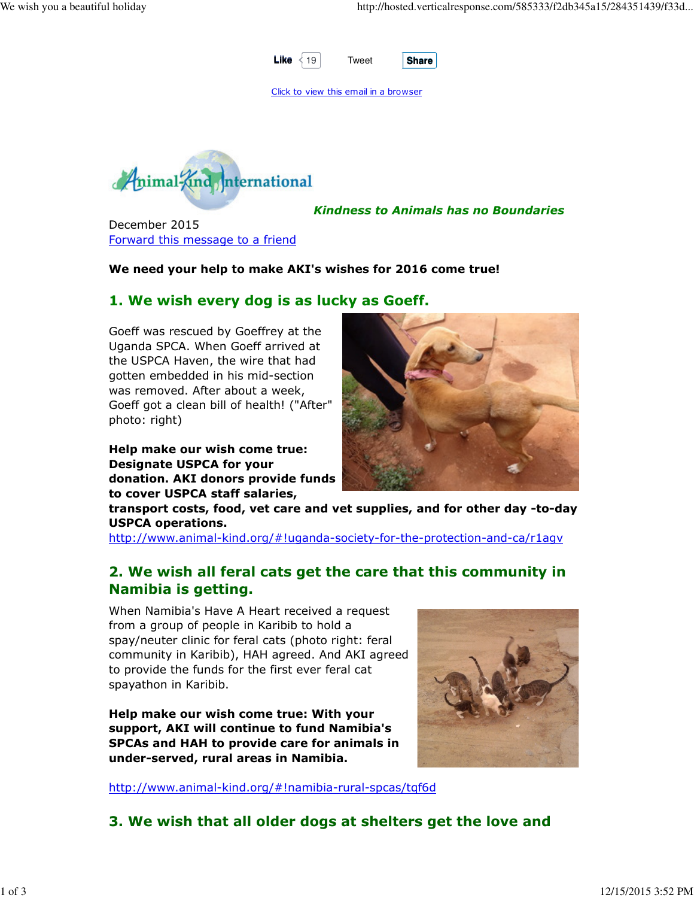Like 19 Tweet Share

Click to view this email in a browser

Animal-Kind International

***Kindness to Animals has no Boundaries***

December 2015

Forward this message to a friend

**We need your help to make AKI's wishes for 2016 come true!**

## 1. We wish every dog is as lucky as Goeff.

Goeff was rescued by Goeffrey at the Uganda SPCA. When Goeff arrived at the USPCA Haven, the wire that had gotten embedded in his mid-section was removed. After about a week, Goeff got a clean bill of health! ("After" photo: right)

**Help make our wish come true: Designate USPCA for your donation. AKI donors provide funds to cover USPCA staff salaries, transport costs, food, vet care and vet supplies, and for other day -to-day USPCA operations.**

http://www.animal-kind.org/#!uganda-society-for-the-protection-and-ca/r1agv

## 2. We wish all feral cats get the care that this community in Namibia is getting.

When Namibia's Have A Heart received a request from a group of people in Karibib to hold a spay/neuter clinic for feral cats (photo right: feral community in Karibib), HAH agreed. And AKI agreed to provide the funds for the first ever feral cat spayathon in Karibib.

**Help make our wish come true: With your support, AKI will continue to fund Namibia's SPCAs and HAH to provide care for animals in under-served, rural areas in Namibia.**

http://www.animal-kind.org/#!namibia-rural-spcas/tqf6d

## 3. We wish that all older dogs at shelters get the love and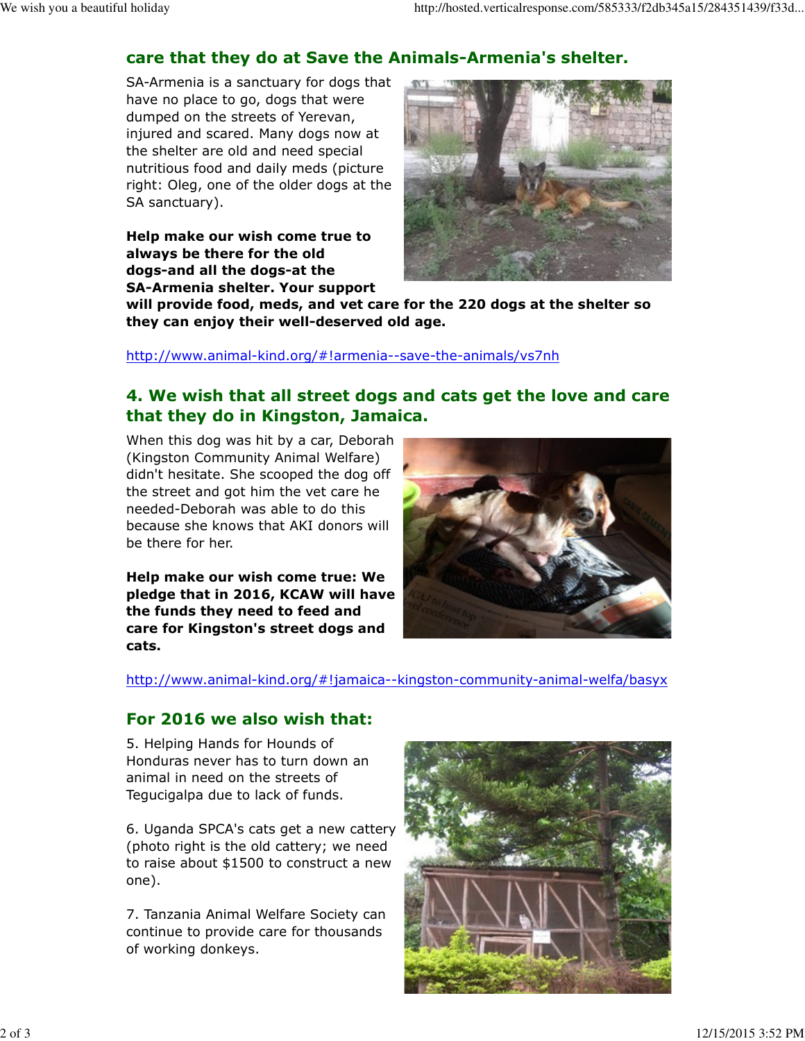## care that they do at Save the Animals-Armenia's shelter.

SA-Armenia is a sanctuary for dogs that have no place to go, dogs that were dumped on the streets of Yerevan, injured and scared. Many dogs now at the shelter are old and need special nutritious food and daily meds (picture right: Oleg, one of the older dogs at the SA sanctuary).

**Help make our wish come true to always be there for the old dogs-and all the dogs-at the SA-Armenia shelter. Your support will provide food, meds, and vet care for the 220 dogs at the shelter so they can enjoy their well-deserved old age.**

http://www.animal-kind.org/#!armenia--save-the-animals/vs7nh

## 4. We wish that all street dogs and cats get the love and care that they do in Kingston, Jamaica.

When this dog was hit by a car, Deborah (Kingston Community Animal Welfare) didn't hesitate. She scooped the dog off the street and got him the vet care he needed-Deborah was able to do this because she knows that AKI donors will be there for her.

**Help make our wish come true: We pledge that in 2016, KCAW will have the funds they need to feed and care for Kingston's street dogs and cats.**

http://www.animal-kind.org/#!jamaica--kingston-community-animal-welfa/basyx

## For 2016 we also wish that:

5. Helping Hands for Hounds of Honduras never has to turn down an animal in need on the streets of Tegucigalpa due to lack of funds.

6. Uganda SPCA's cats get a new cattery (photo right is the old cattery; we need to raise about $1500 to construct a new one).

7. Tanzania Animal Welfare Society can continue to provide care for thousands of working donkeys.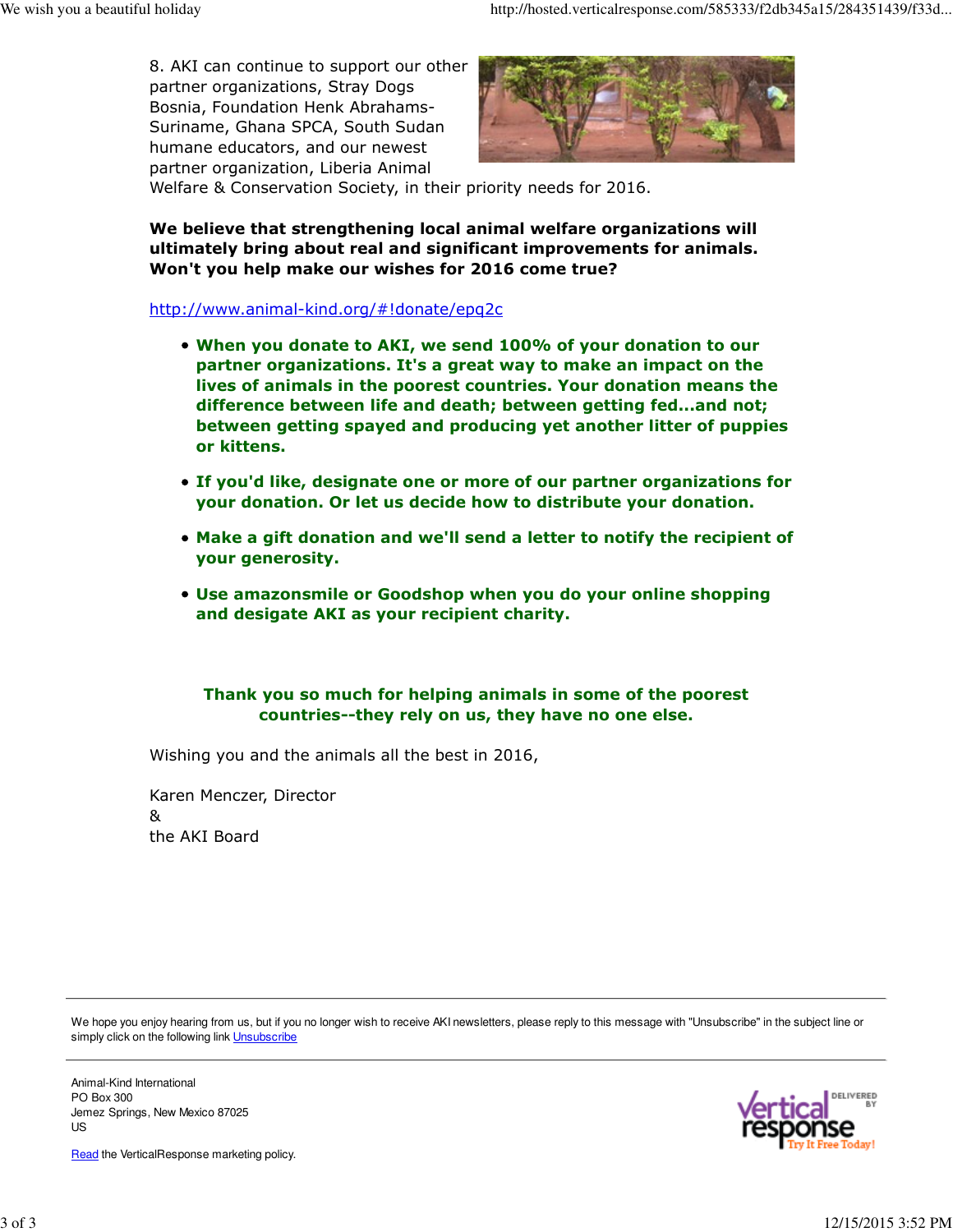8. AKI can continue to support our other partner organizations, Stray Dogs Bosnia, Foundation Henk Abrahams-Suriname, Ghana SPCA, South Sudan humane educators, and our newest partner organization, Liberia Animal Welfare & Conservation Society, in their priority needs for 2016.

**We believe that strengthening local animal welfare organizations will ultimately bring about real and significant improvements for animals. Won't you help make our wishes for 2016 come true?**

http://www.animal-kind.org/#!donate/epq2c

- **When you donate to AKI, we send 100% of your donation to our partner organizations. It's a great way to make an impact on the lives of animals in the poorest countries. Your donation means the difference between life and death; between getting fed...and not; between getting spayed and producing yet another litter of puppies or kittens.**
- **If you'd like, designate one or more of our partner organizations for your donation. Or let us decide how to distribute your donation.**
- **Make a gift donation and we'll send a letter to notify the recipient of your generosity.**
- **Use amazonsmile or Goodshop when you do your online shopping and desigate AKI as your recipient charity.**

**Thank you so much for helping animals in some of the poorest countries--they rely on us, they have no one else.**

Wishing you and the animals all the best in 2016,

Karen Menczer, Director
&
the AKI Board

We hope you enjoy hearing from us, but if you no longer wish to receive AKI newsletters, please reply to this message with "Unsubscribe" in the subject line or simply click on the following link Unsubscribe

Animal-Kind International
PO Box 300
Jemez Springs, New Mexico 87025
US

Read the VerticalResponse marketing policy.

DELIVERED BY Vertical response Try It Free Today!